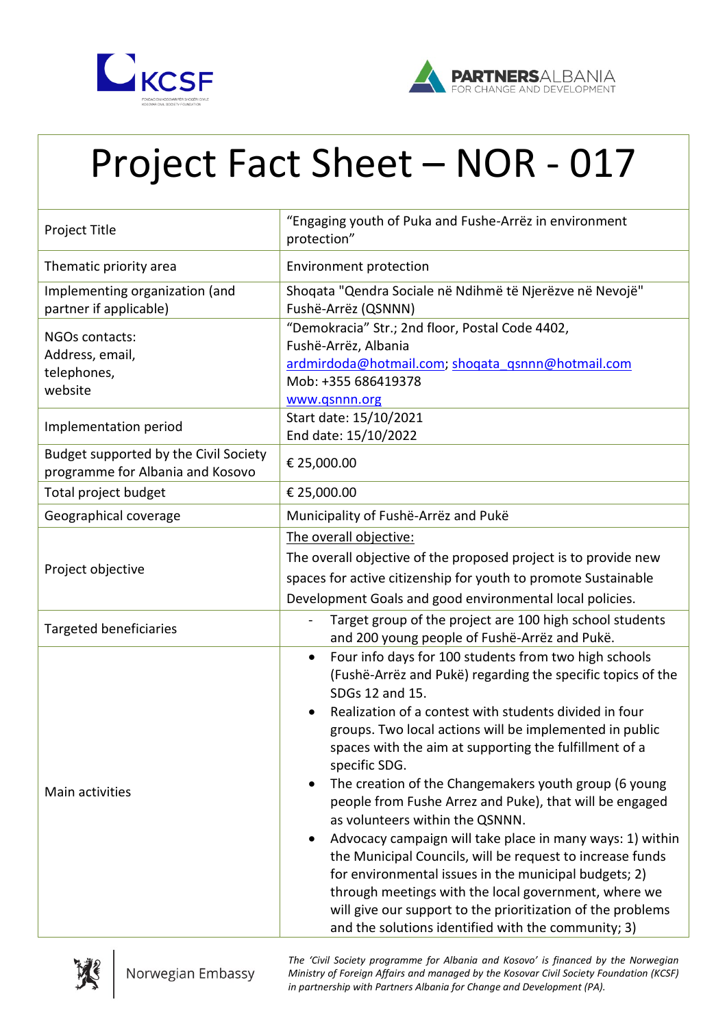# Project Fact Sheet – NOR - 017

| | |
|---|---|
| Project Title | "Engaging youth of Puka and Fushe-Arrëz in environment protection" |
| Thematic priority area | Environment protection |
| Implementing organization (and partner if applicable) | Shoqata "Qendra Sociale në Ndihmë të Njerëzve në Nevojë" Fushë-Arrëz (QSNNN) |
| NGOs contacts: Address, email, telephones, website | "Demokracia" Str.; 2nd floor, Postal Code 4402, Fushë-Arrëz, Albania<br>ardmirdoda@hotmail.com; shoqata_qsnnn@hotmail.com<br>Mob: +355 686419378<br>www.qsnnn.org |
| Implementation period | Start date: 15/10/2021<br>End date: 15/10/2022 |
| Budget supported by the Civil Society programme for Albania and Kosovo | € 25,000.00 |
| Total project budget | € 25,000.00 |
| Geographical coverage | Municipality of Fushë-Arrëz and Pukë |
| Project objective | The overall objective:<br>The overall objective of the proposed project is to provide new spaces for active citizenship for youth to promote Sustainable Development Goals and good environmental local policies. |
| Targeted beneficiaries | - Target group of the project are 100 high school students and 200 young people of Fushë-Arrëz and Pukë. |
| Main activities | • Four info days for 100 students from two high schools (Fushë-Arrëz and Pukë) regarding the specific topics of the SDGs 12 and 15.<br>• Realization of a contest with students divided in four groups. Two local actions will be implemented in public spaces with the aim at supporting the fulfillment of a specific SDG.<br>• The creation of the Changemakers youth group (6 young people from Fushe Arrez and Puke), that will be engaged as volunteers within the QSNNN.<br>• Advocacy campaign will take place in many ways: 1) within the Municipal Councils, will be request to increase funds for environmental issues in the municipal budgets; 2) through meetings with the local government, where we will give our support to the prioritization of the problems and the solutions identified with the community; 3) |

Norwegian Embassy

*The 'Civil Society programme for Albania and Kosovo' is financed by the Norwegian Ministry of Foreign Affairs and managed by the Kosovar Civil Society Foundation (KCSF) in partnership with Partners Albania for Change and Development (PA).*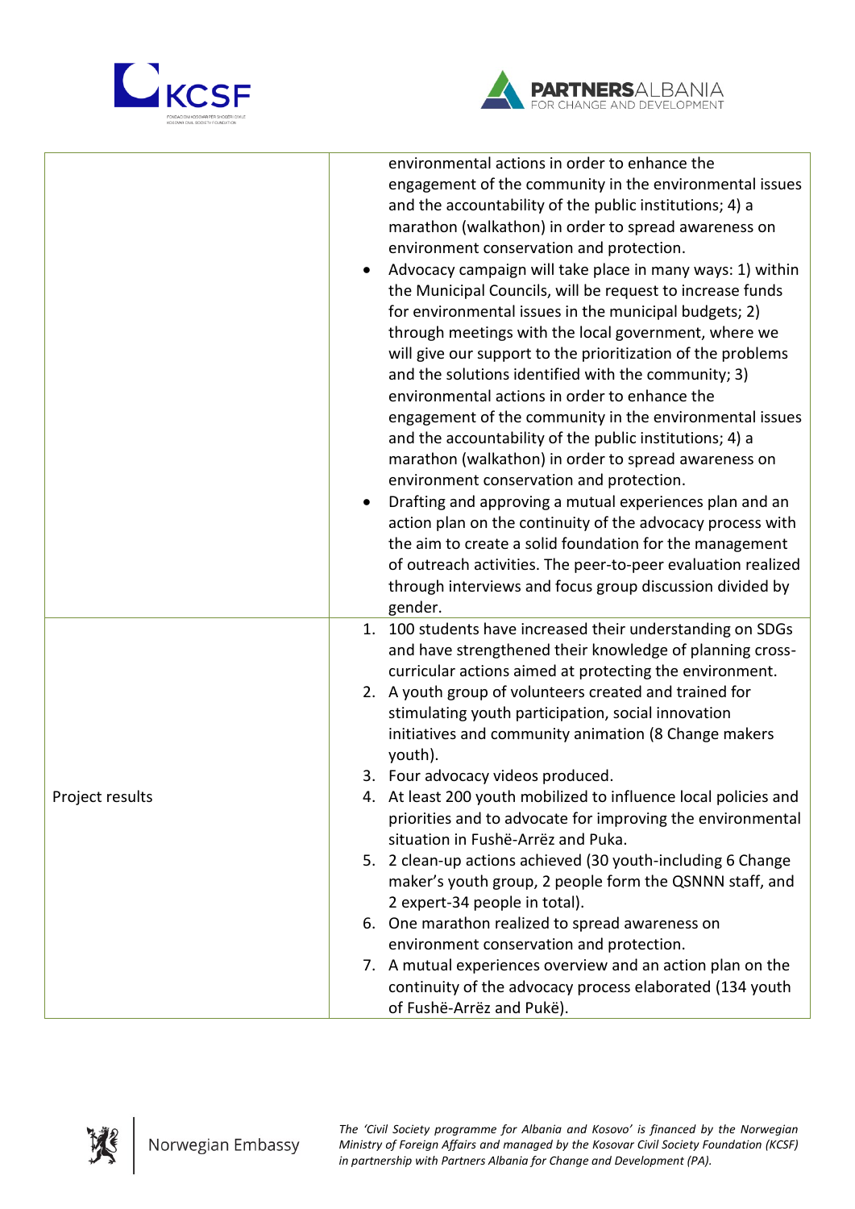| | |
|---|---|
| | environmental actions in order to enhance the engagement of the community in the environmental issues and the accountability of the public institutions; 4) a marathon (walkathon) in order to spread awareness on environment conservation and protection.<br>• Advocacy campaign will take place in many ways: 1) within the Municipal Councils, will be request to increase funds for environmental issues in the municipal budgets; 2) through meetings with the local government, where we will give our support to the prioritization of the problems and the solutions identified with the community; 3) environmental actions in order to enhance the engagement of the community in the environmental issues and the accountability of the public institutions; 4) a marathon (walkathon) in order to spread awareness on environment conservation and protection.<br>• Drafting and approving a mutual experiences plan and an action plan on the continuity of the advocacy process with the aim to create a solid foundation for the management of outreach activities. The peer-to-peer evaluation realized through interviews and focus group discussion divided by gender. |
| Project results | 1. 100 students have increased their understanding on SDGs and have strengthened their knowledge of planning cross-curricular actions aimed at protecting the environment.<br>2. A youth group of volunteers created and trained for stimulating youth participation, social innovation initiatives and community animation (8 Change makers youth).<br>3. Four advocacy videos produced.<br>4. At least 200 youth mobilized to influence local policies and priorities and to advocate for improving the environmental situation in Fushë-Arrëz and Puka.<br>5. 2 clean-up actions achieved (30 youth-including 6 Change maker's youth group, 2 people form the QSNNN staff, and 2 expert-34 people in total).<br>6. One marathon realized to spread awareness on environment conservation and protection.<br>7. A mutual experiences overview and an action plan on the continuity of the advocacy process elaborated (134 youth of Fushë-Arrëz and Pukë). |